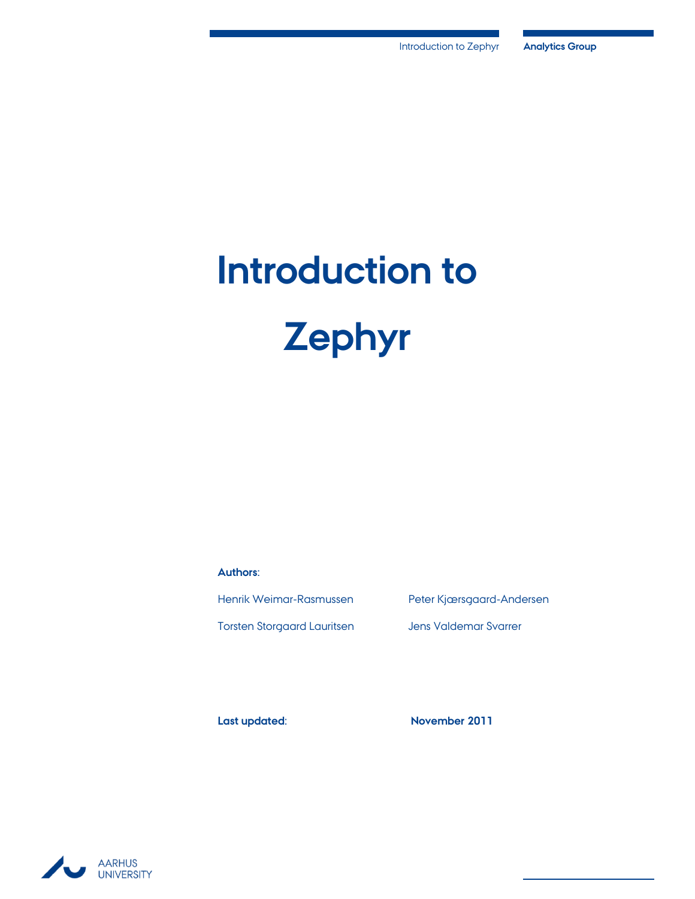# Introduction to Zephyr

**Authors**:

Henrik Weimar-Rasmussen

Peter Kjærsgaard-Andersen

Torsten Storgaard Lauritsen

Jens Valdemar Svarrer

**Last updated**: **November 2011**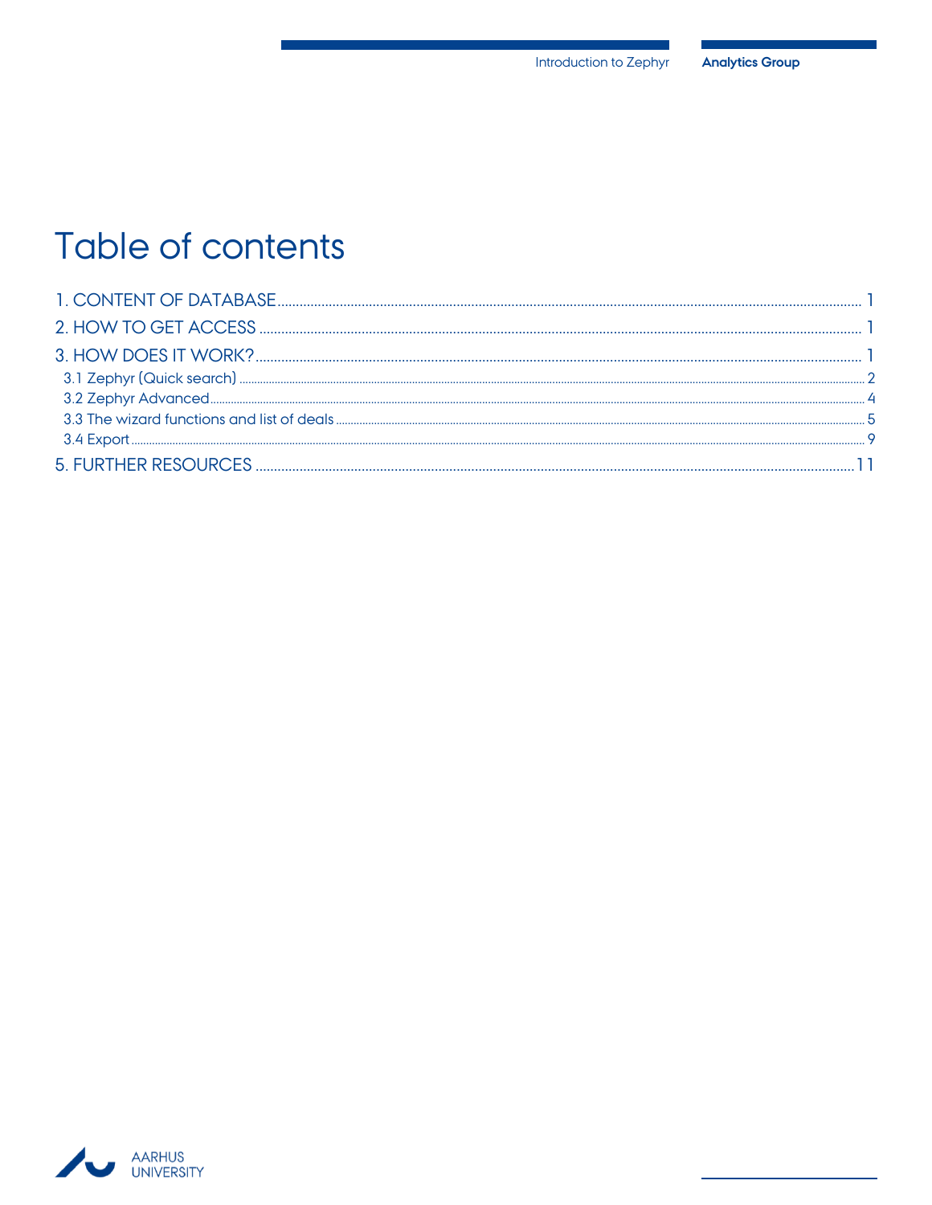# Table of contents

1. CONTENT OF DATABASE ........................................ 1
2. HOW TO GET ACCESS ........................................ 1
3. HOW DOES IT WORK? ........................................ 1
   - 3.1 Zephyr (Quick search) ........................................ 2
   - 3.2 Zephyr Advanced ........................................ 4
   - 3.3 The wizard functions and list of deals ........................................ 5
   - 3.4 Export ........................................ 9

5. FURTHER RESOURCES ........................................ 11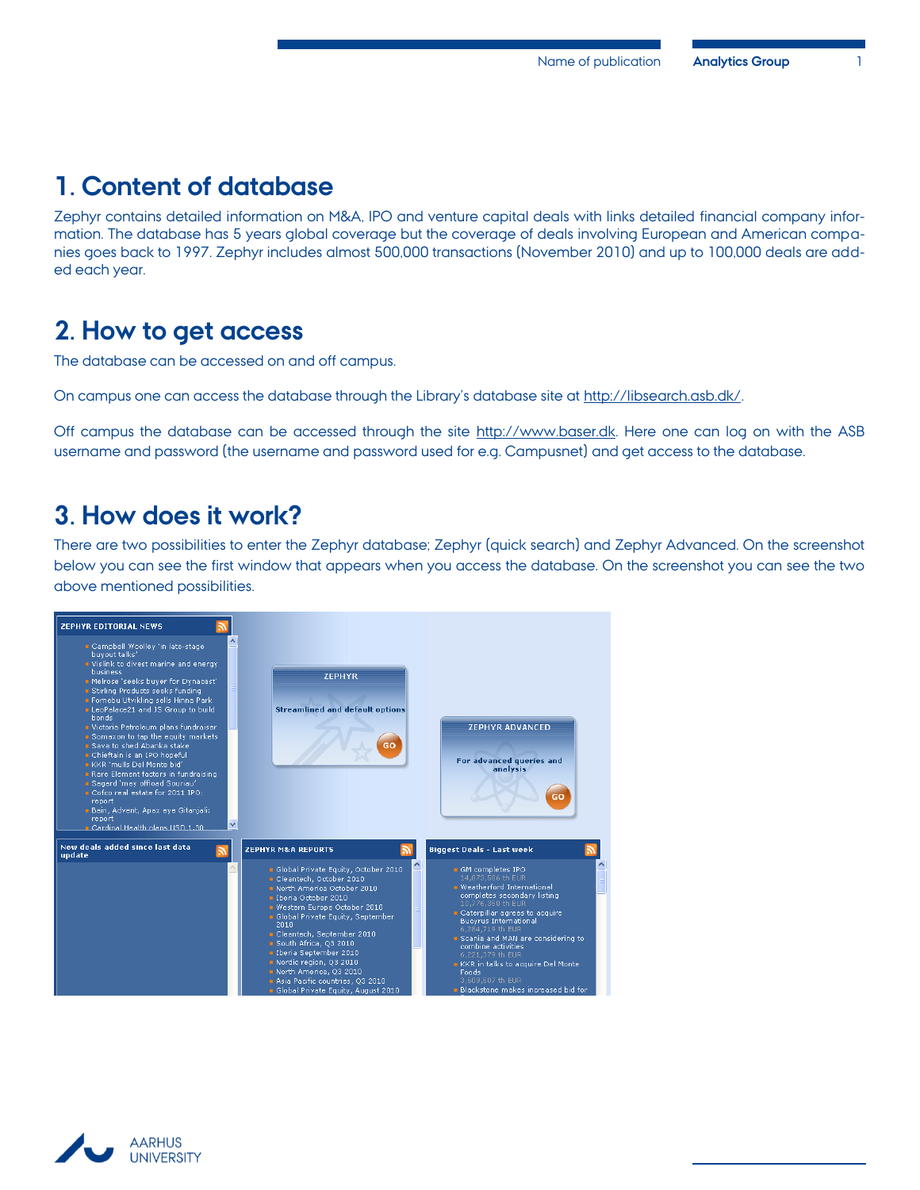# 1. Content of database

Zephyr contains detailed information on M&A, IPO and venture capital deals with links detailed financial company information. The database has 5 years global coverage but the coverage of deals involving European and American companies goes back to 1997. Zephyr includes almost 500,000 transactions (November 2010) and up to 100,000 deals are added each year.

# 2. How to get access

The database can be accessed on and off campus.

On campus one can access the database through the Library's database site at http://libsearch.asb.dk/.

Off campus the database can be accessed through the site http://www.baser.dk. Here one can log on with the ASB username and password (the username and password used for e.g. Campusnet) and get access to the database.

# 3. How does it work?

There are two possibilities to enter the Zephyr database; Zephyr (quick search) and Zephyr Advanced. On the screenshot below you can see the first window that appears when you access the database. On the screenshot you can see the two above mentioned possibilities.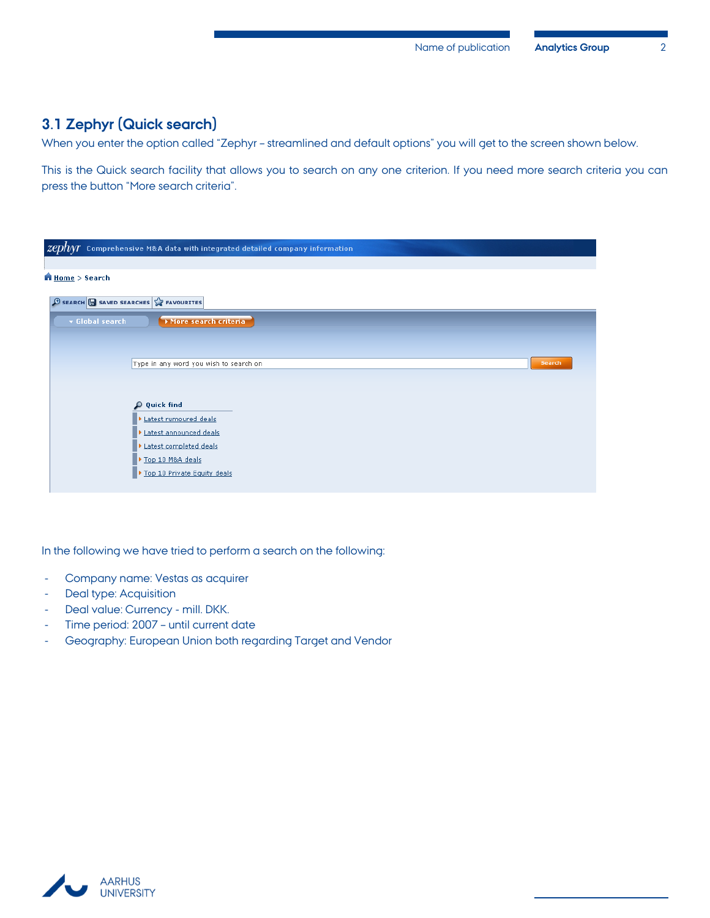## 3.1 Zephyr (Quick search)

When you enter the option called “Zephyr – streamlined and default options” you will get to the screen shown below.

This is the Quick search facility that allows you to search on any one criterion. If you need more search criteria you can press the button “More search criteria”.

In the following we have tried to perform a search on the following:

- Company name: Vestas as acquirer
- Deal type: Acquisition
- Deal value: Currency - mill. DKK.
- Time period: 2007 – until current date
- Geography: European Union both regarding Target and Vendor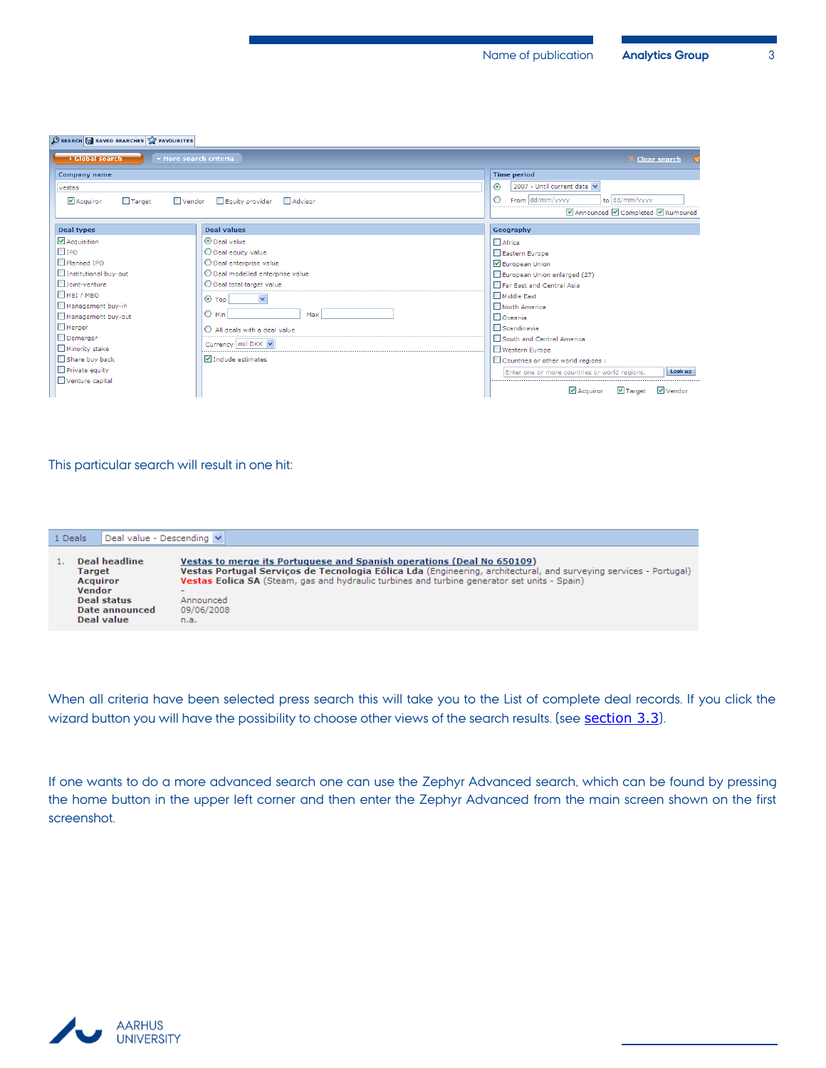This particular search will result in one hit:

When all criteria have been selected press search this will take you to the List of complete deal records. If you click the wizard button you will have the possibility to choose other views of the search results. (see section 3.3).

If one wants to do a more advanced search one can use the Zephyr Advanced search, which can be found by pressing the home button in the upper left corner and then enter the Zephyr Advanced from the main screen shown on the first screenshot.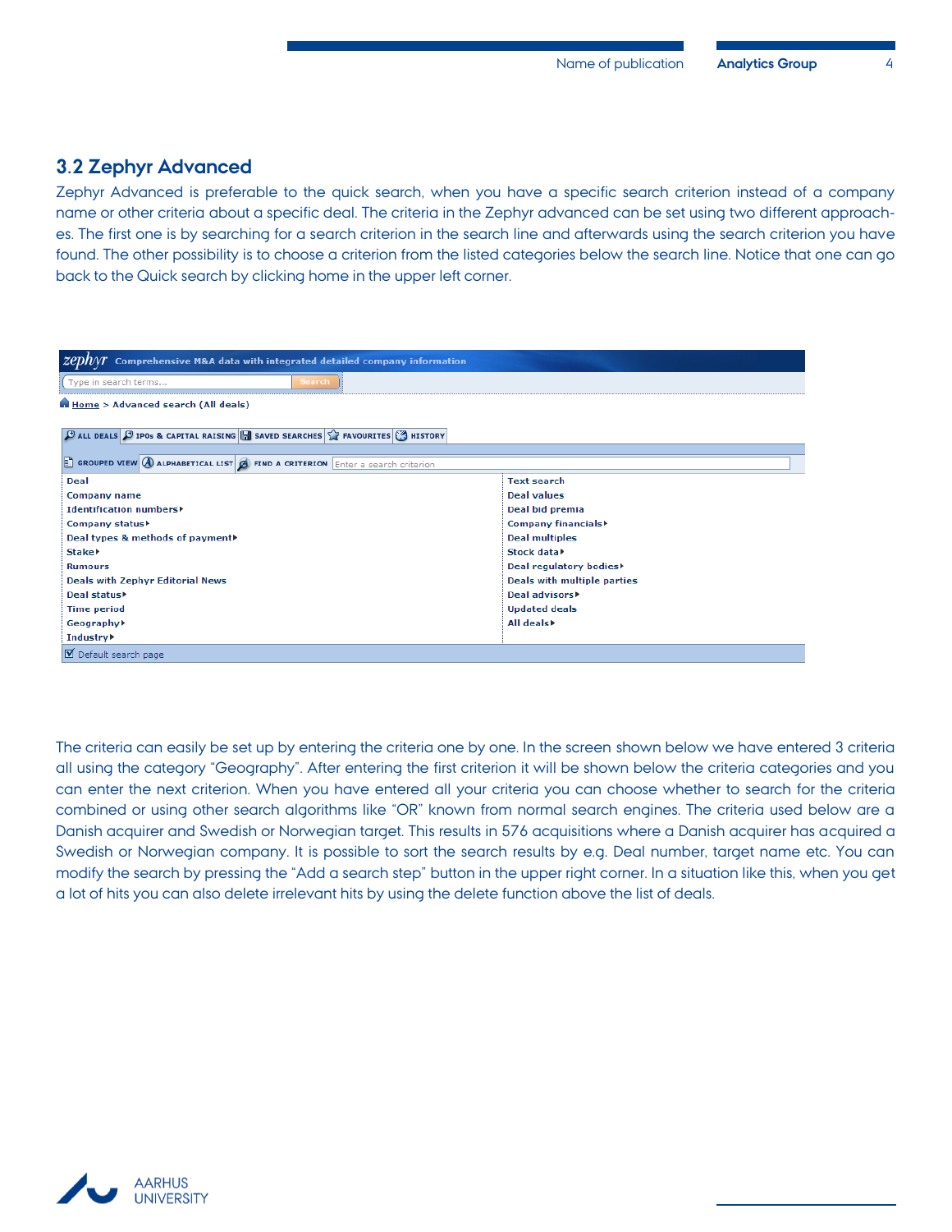## 3.2 Zephyr Advanced

Zephyr Advanced is preferable to the quick search, when you have a specific search criterion instead of a company name or other criteria about a specific deal. The criteria in the Zephyr advanced can be set using two different approaches. The first one is by searching for a search criterion in the search line and afterwards using the search criterion you have found. The other possibility is to choose a criterion from the listed categories below the search line. Notice that one can go back to the Quick search by clicking home in the upper left corner.

zephyr Comprehensive M&A data with integrated detailed company information

Type in search terms... Search

Home > Advanced search (All deals)

ALL DEALS | IPOs & CAPITAL RAISING | SAVED SEARCHES | FAVOURITES | HISTORY

GROUPED VIEW | ALPHABETICAL LIST | FIND A CRITERION | Enter a search criterion

| | |
|---|---|
| Deal | Text search |
| Company name | Deal values |
| Identification numbers | Deal bid premia |
| Company status | Company financials |
| Deal types & methods of payment | Deal multiples |
| Stake | Stock data |
| Rumours | Deal regulatory bodies |
| Deals with Zephyr Editorial News | Deals with multiple parties |
| Deal status | Deal advisors |
| Time period | Updated deals |
| Geography | All deals |
| Industry | |

Default search page

The criteria can easily be set up by entering the criteria one by one. In the screen shown below we have entered 3 criteria all using the category "Geography". After entering the first criterion it will be shown below the criteria categories and you can enter the next criterion. When you have entered all your criteria you can choose whether to search for the criteria combined or using other search algorithms like "OR" known from normal search engines. The criteria used below are a Danish acquirer and Swedish or Norwegian target. This results in 576 acquisitions where a Danish acquirer has acquired a Swedish or Norwegian company. It is possible to sort the search results by e.g. Deal number, target name etc. You can modify the search by pressing the "Add a search step" button in the upper right corner. In a situation like this, when you get a lot of hits you can also delete irrelevant hits by using the delete function above the list of deals.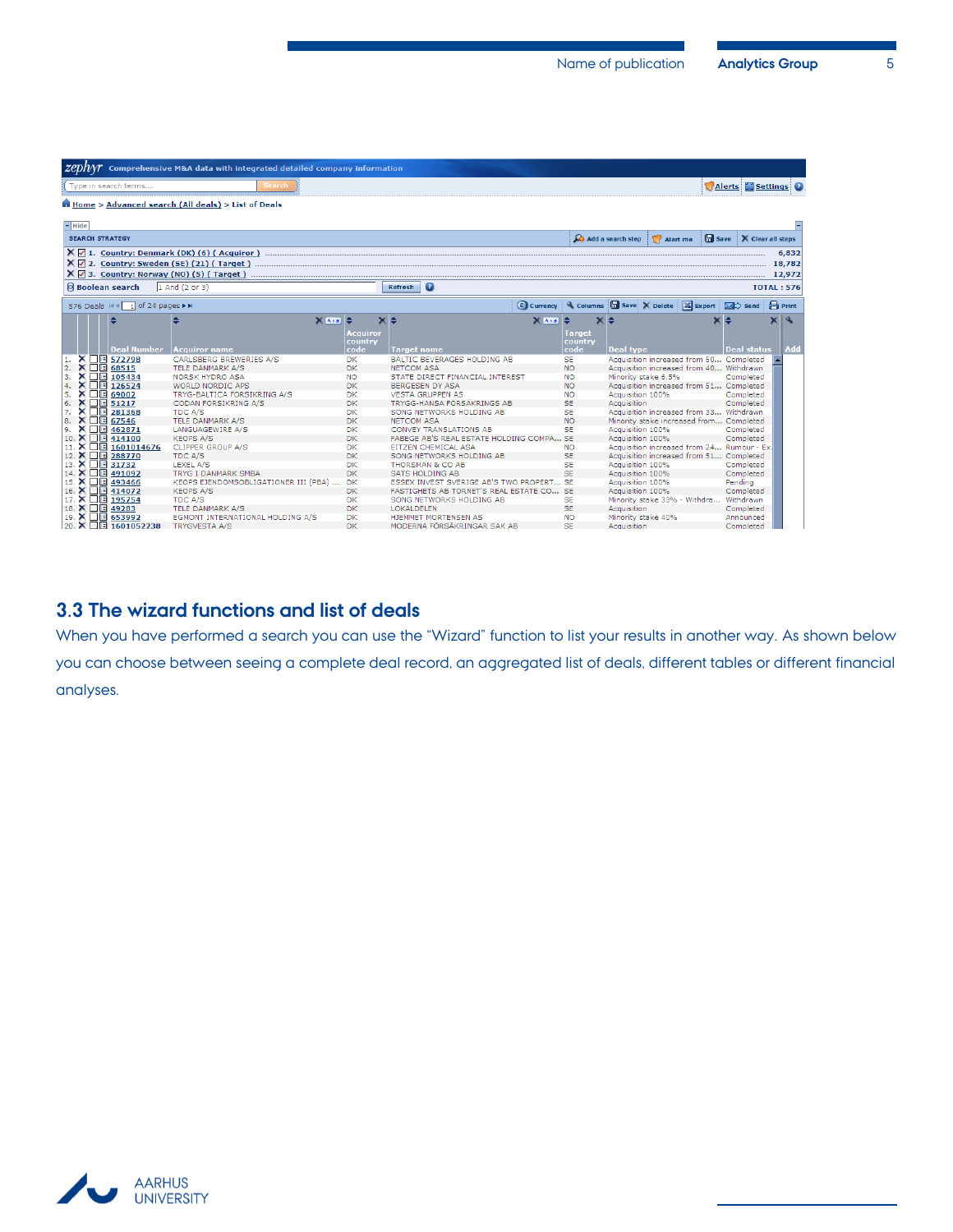| | Deal Number | Acquiror name | Acquiror country code | Target name | Target country code | Deal type | Deal status |
|---|---|---|---|---|---|---|---|
| 1. | 572798 | CARLSBERG BREWERIES A/S | DK | BALTIC BEVERAGES HOLDING AB | SE | Acquisition increased from 50... | Completed |
| 2. | 68515 | TELE DANMARK A/S | DK | NETCOM ASA | NO | Acquisition increased from 40... | Withdrawn |
| 3. | 105434 | NORSK HYDRO ASA | NO | STATE DIRECT FINANCIAL INTEREST | NO | Minority stake 6.5% | Completed |
| 4. | 126524 | WORLD NORDIC APS | DK | BERGESEN DY ASA | NO | Acquisition increased from 51... | Completed |
| 5. | 69002 | TRYG-BALTICA FORSIKRING A/S | DK | VESTA GRUPPEN AS | NO | Acquisition 100% | Completed |
| 6. | 51217 | CODAN FORSIKRING A/S | DK | TRYGG-HANSA FORSAKRINGS AB | SE | Acquisition | Completed |
| 7. | 281368 | TDC A/S | DK | SONG NETWORKS HOLDING AB | SE | Acquisition increased from 33... | Withdrawn |
| 8. | 67546 | TELE DANMARK A/S | DK | NETCOM ASA | NO | Minority stake increased from... | Completed |
| 9. | 462871 | LANGUAGEWIRE A/S | DK | CONVEY TRANSLATIONS AB | SE | Acquisition 100% | Completed |
| 10. | 414100 | KEOPS A/S | DK | FABEGE AB'S REAL ESTATE HOLDING COMPA... | SE | Acquisition 100% | Completed |
| 11. | 1601014676 | CLIPPER GROUP A/S | DK | EITZEN CHEMICAL ASA | NO | Acquisition increased from 24... | Rumour - Ex... |
| 12. | 288770 | TDC A/S | DK | SONG NETWORKS HOLDING AB | SE | Acquisition increased from 51... | Completed |
| 13. | 31732 | LEXEL A/S | DK | THORSMAN & CO AB | SE | Acquisition 100% | Completed |
| 14. | 491092 | TRYG I DANMARK SMBA | DK | SATS HOLDING AB | SE | Acquisition 100% | Completed |
| 15. | 493466 | KEOPS EJENDOMSOBLIGATIONER III (PBA) ... | DK | ESSEX INVEST SVERIGE AB'S TWO PROPERT... | SE | Acquisition 100% | Pending |
| 16. | 414072 | KEOPS A/S | DK | FASTIGHETS AB TORNET'S REAL ESTATE CO... | SE | Acquisition 100% | Completed |
| 17. | 195754 | TDC A/S | DK | SONG NETWORKS HOLDING AB | SE | Minority stake 33% - Withdra... | Withdrawn |
| 18. | 49283 | TELE DANMARK A/S | DK | LOKALDELEN | SE | Acquisition | Completed |
| 19. | 653992 | EGMONT INTERNATIONAL HOLDING A/S | DK | HJEMMET MORTENSEN AS | NO | Minority stake 40% | Announced |
| 20. | 1601052238 | TRYGVESTA A/S | DK | MODERNA FÖRSÄKRINGAR SAK AB | SE | Acquisition | Completed |

## 3.3 The wizard functions and list of deals

When you have performed a search you can use the "Wizard" function to list your results in another way. As shown below you can choose between seeing a complete deal record, an aggregated list of deals, different tables or different financial analyses.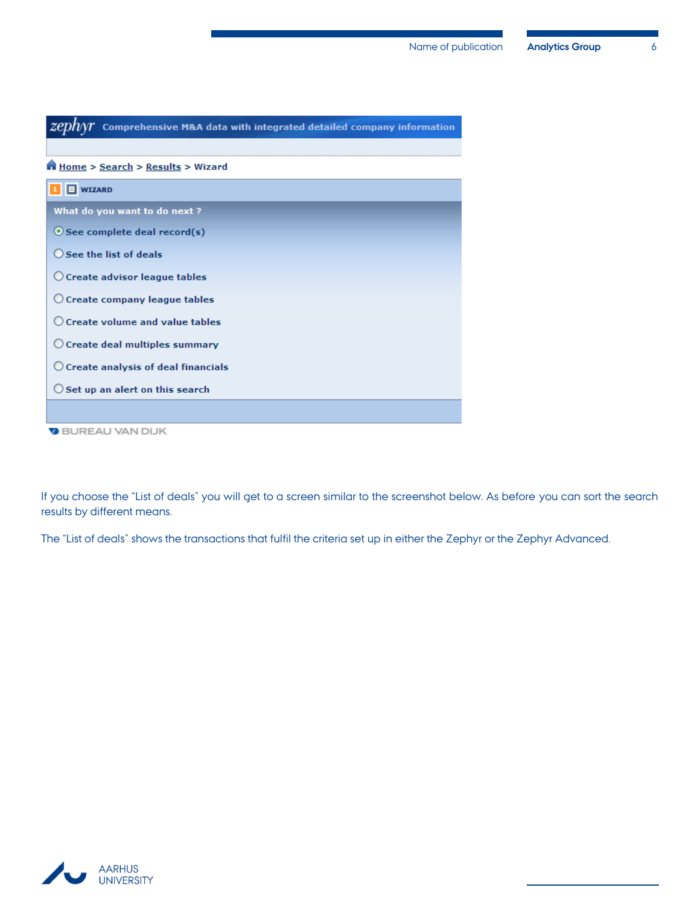zephyr Comprehensive M&A data with integrated detailed company information

Home > Search > Results > Wizard

WIZARD

What do you want to do next ?

- See complete deal record(s)
- See the list of deals
- Create advisor league tables
- Create company league tables
- Create volume and value tables
- Create deal multiples summary
- Create analysis of deal financials
- Set up an alert on this search

BUREAU VAN DIJK

If you choose the “List of deals” you will get to a screen similar to the screenshot below. As before you can sort the search results by different means.

The “List of deals” shows the transactions that fulfil the criteria set up in either the Zephyr or the Zephyr Advanced.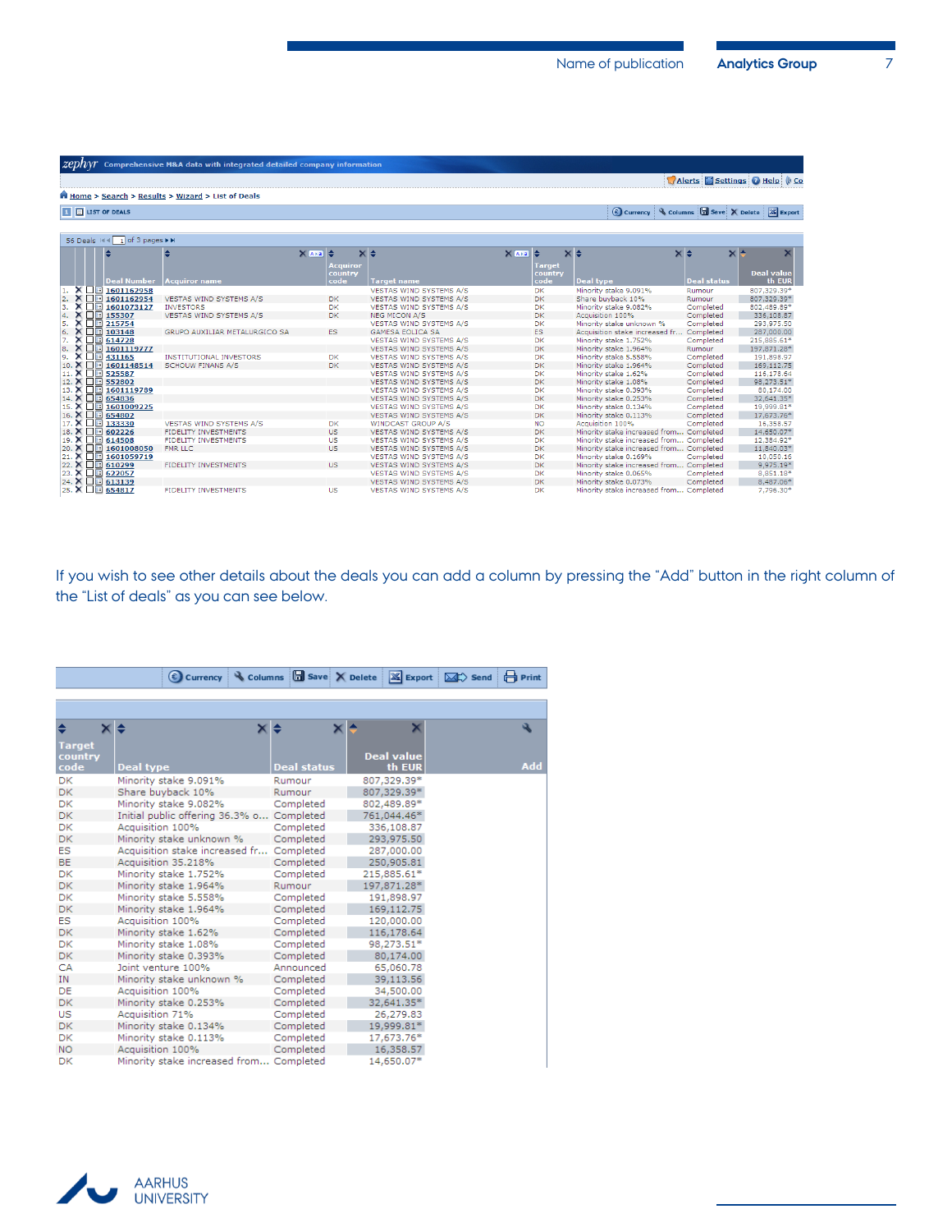| Deal Number | Acquiror name | Acquiror country code | Target name | Target country code | Deal type | Deal status | Deal value th EUR |
|---|---|---|---|---|---|---|---|
| 1601162958 | | | VESTAS WIND SYSTEMS A/S | DK | Minority stake 9.091% | Rumour | 807,329.39* |
| 1601162954 | VESTAS WIND SYSTEMS A/S | DK | VESTAS WIND SYSTEMS A/S | DK | Share buyback 10% | Rumour | 807,329.39* |
| 1601073127 | INVESTORS | DK | VESTAS WIND SYSTEMS A/S | DK | Minority stake 9.082% | Completed | 802,489.89* |
| 155307 | VESTAS WIND SYSTEMS A/S | DK | NEG MICON A/S | DK | Acquisition 100% | Completed | 336,108.87 |
| 215754 | | | VESTAS WIND SYSTEMS A/S | DK | Minority stake unknown % | Completed | 293,975.50 |
| 103148 | GRUPO AUXILIAR METALURGICO SA | ES | GAMESA EOLICA SA | ES | Acquisition stake increased fr... | Completed | 287,000.00 |
| 614728 | | | VESTAS WIND SYSTEMS A/S | DK | Minority stake 1.752% | Completed | 215,885.61* |
| 1601119777 | | | VESTAS WIND SYSTEMS A/S | DK | Minority stake 1.964% | Rumour | 197,871.28* |
| 431165 | INSTITUTIONAL INVESTORS | DK | VESTAS WIND SYSTEMS A/S | DK | Minority stake 5.558% | Completed | 191,898.97 |
| 1601148514 | SCHOUW FINANS A/S | DK | VESTAS WIND SYSTEMS A/S | DK | Minority stake 1.964% | Completed | 169,112.75 |
| 525587 | | | VESTAS WIND SYSTEMS A/S | DK | Minority stake 1.62% | Completed | 116,178.64 |
| 552802 | | | VESTAS WIND SYSTEMS A/S | DK | Minority stake 1.08% | Completed | 98,273.51* |
| 1601119789 | | | VESTAS WIND SYSTEMS A/S | DK | Minority stake 0.393% | Completed | 80,174.00 |
| 654836 | | | VESTAS WIND SYSTEMS A/S | DK | Minority stake 0.253% | Completed | 32,641.35* |
| 1601009225 | | | VESTAS WIND SYSTEMS A/S | DK | Minority stake 0.134% | Completed | 19,999.81* |
| 654802 | | | VESTAS WIND SYSTEMS A/S | DK | Minority stake 0.113% | Completed | 17,673.76* |
| 133330 | VESTAS WIND SYSTEMS A/S | DK | WINDCAST GROUP A/S | NO | Acquisition 100% | Completed | 16,358.57 |
| 602226 | FIDELITY INVESTMENTS | US | VESTAS WIND SYSTEMS A/S | DK | Minority stake increased from... | Completed | 14,650.07* |
| 614508 | FIDELITY INVESTMENTS | US | VESTAS WIND SYSTEMS A/S | DK | Minority stake increased from... | Completed | 12,384.92* |
| 1601008050 | FMR LLC | US | VESTAS WIND SYSTEMS A/S | DK | Minority stake increased from... | Completed | 11,840.03* |
| 1601059719 | | | VESTAS WIND SYSTEMS A/S | DK | Minority stake 0.169% | Completed | 10,050.16 |
| 610299 | FIDELITY INVESTMENTS | US | VESTAS WIND SYSTEMS A/S | DK | Minority stake increased from... | Completed | 9,975.19* |
| 622057 | | | VESTAS WIND SYSTEMS A/S | DK | Minority stake 0.065% | Completed | 8,851.18* |
| 613139 | | | VESTAS WIND SYSTEMS A/S | DK | Minority stake 0.073% | Completed | 8,487.06* |
| 654817 | FIDELITY INVESTMENTS | US | VESTAS WIND SYSTEMS A/S | DK | Minority stake increased from... | Completed | 7,796.30* |

If you wish to see other details about the deals you can add a column by pressing the "Add" button in the right column of the "List of deals" as you can see below.

| Target country code | Deal type | Deal status | Deal value th EUR | Add |
|---|---|---|---|---|
| DK | Minority stake 9.091% | Rumour | 807,329.39* | |
| DK | Share buyback 10% | Rumour | 807,329.39* | |
| DK | Minority stake 9.082% | Completed | 802,489.89* | |
| DK | Initial public offering 36.3% o... | Completed | 761,044.46* | |
| DK | Acquisition 100% | Completed | 336,108.87 | |
| DK | Minority stake unknown % | Completed | 293,975.50 | |
| ES | Acquisition stake increased fr... | Completed | 287,000.00 | |
| BE | Acquisition 35.218% | Completed | 250,905.81 | |
| DK | Minority stake 1.752% | Completed | 215,885.61* | |
| DK | Minority stake 1.964% | Rumour | 197,871.28* | |
| DK | Minority stake 5.558% | Completed | 191,898.97 | |
| DK | Minority stake 1.964% | Completed | 169,112.75 | |
| ES | Acquisition 100% | Completed | 120,000.00 | |
| DK | Minority stake 1.62% | Completed | 116,178.64 | |
| DK | Minority stake 1.08% | Completed | 98,273.51* | |
| DK | Minority stake 0.393% | Completed | 80,174.00 | |
| CA | Joint venture 100% | Announced | 65,060.78 | |
| IN | Minority stake unknown % | Completed | 39,113.56 | |
| DE | Acquisition 100% | Completed | 34,500.00 | |
| DK | Minority stake 0.253% | Completed | 32,641.35* | |
| US | Acquisition 71% | Completed | 26,279.83 | |
| DK | Minority stake 0.134% | Completed | 19,999.81* | |
| DK | Minority stake 0.113% | Completed | 17,673.76* | |
| NO | Acquisition 100% | Completed | 16,358.57 | |
| DK | Minority stake increased from... | Completed | 14,650.07* | |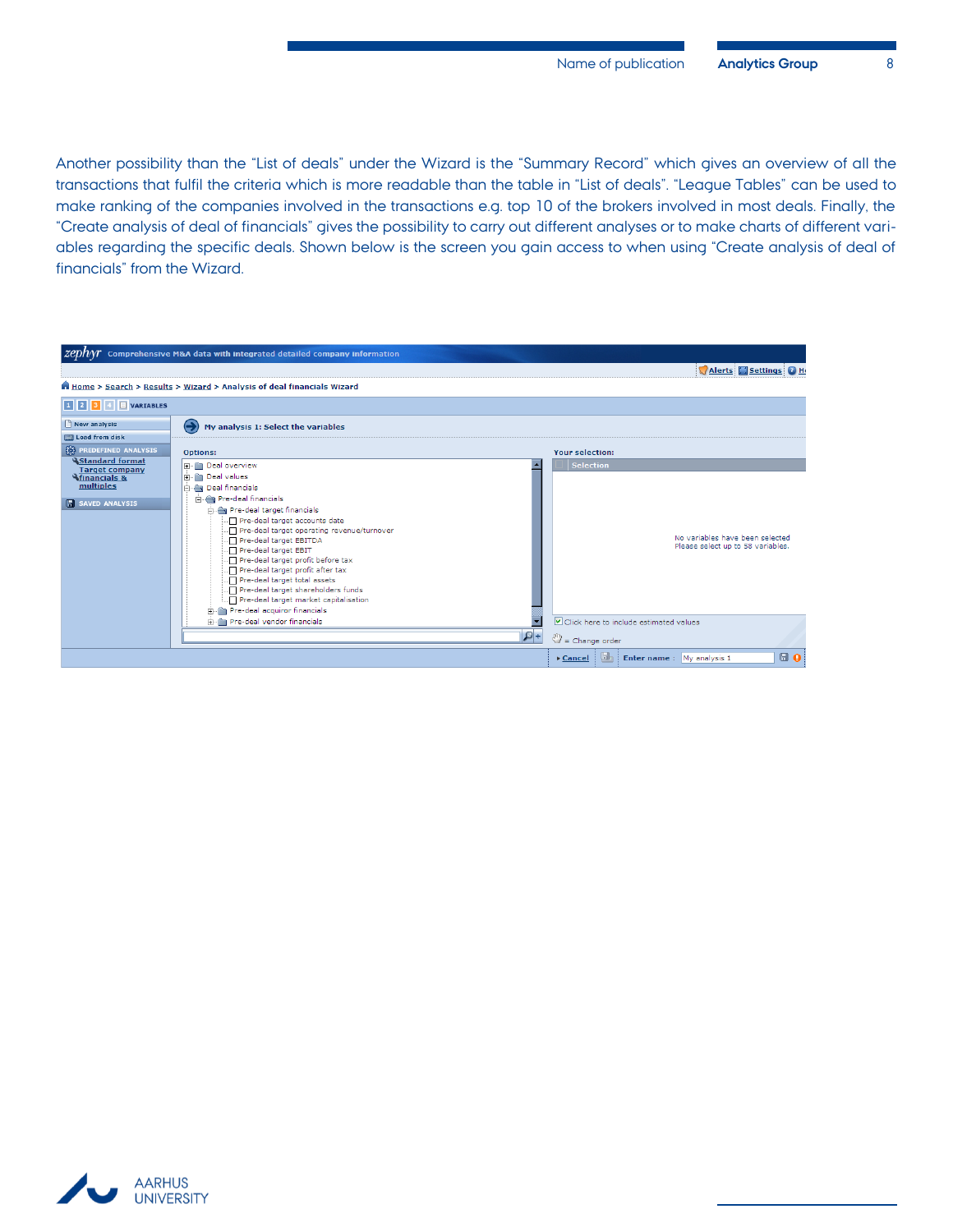Another possibility than the “List of deals” under the Wizard is the “Summary Record” which gives an overview of all the transactions that fulfil the criteria which is more readable than the table in “List of deals”. “League Tables” can be used to make ranking of the companies involved in the transactions e.g. top 10 of the brokers involved in most deals. Finally, the “Create analysis of deal of financials” gives the possibility to carry out different analyses or to make charts of different variables regarding the specific deals. Shown below is the screen you gain access to when using “Create analysis of deal of financials” from the Wizard.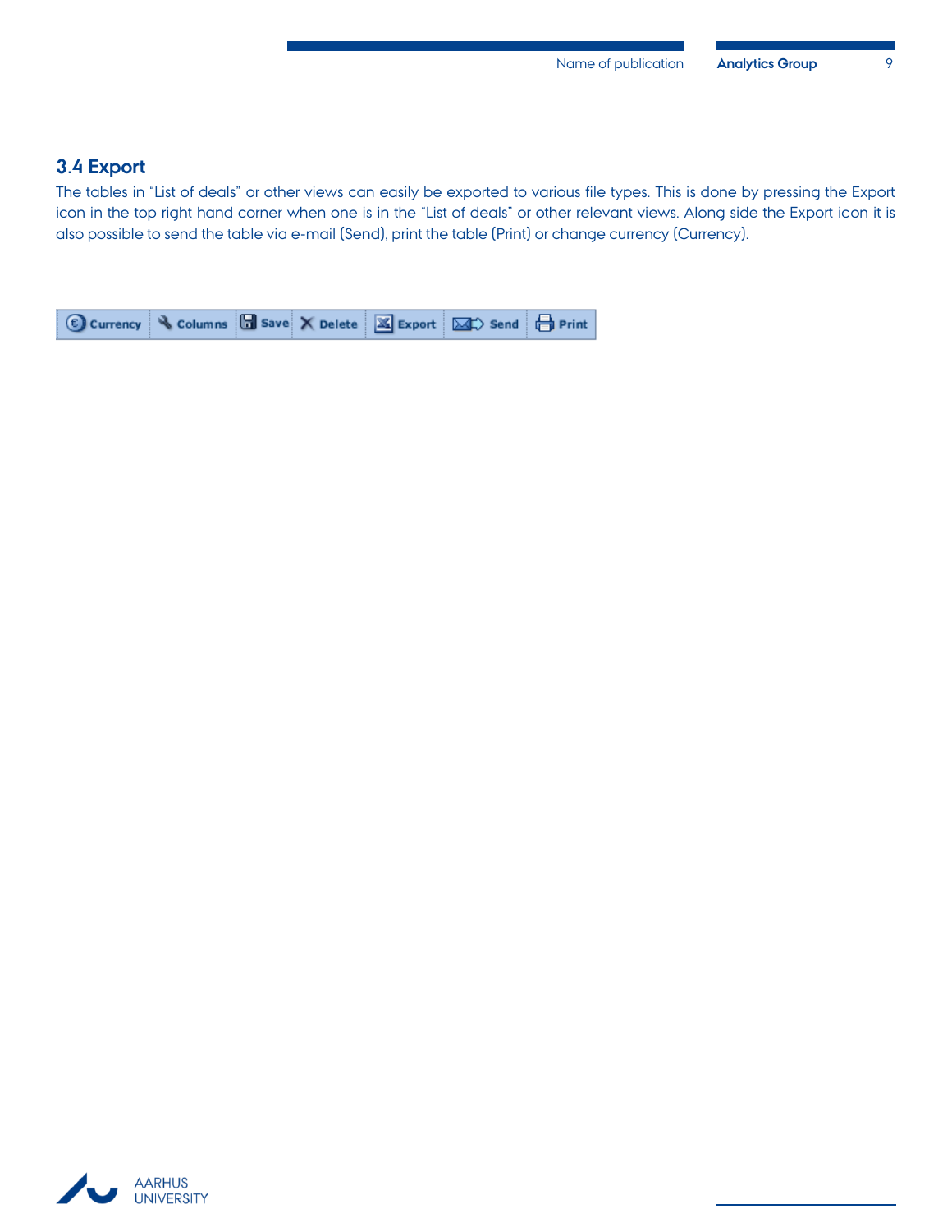## 3.4 Export

The tables in “List of deals” or other views can easily be exported to various file types. This is done by pressing the Export icon in the top right hand corner when one is in the “List of deals” or other relevant views. Along side the Export icon it is also possible to send the table via e-mail (Send), print the table (Print) or change currency (Currency).

Currency | Columns | Save | Delete | Export | Send | Print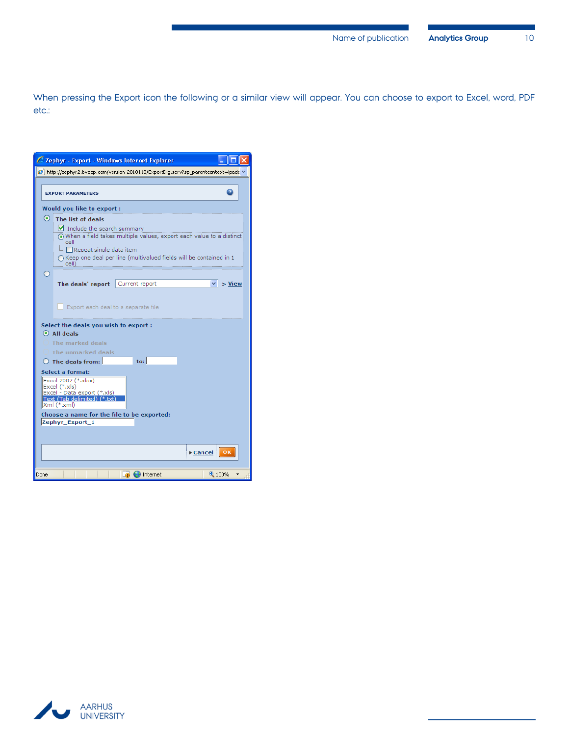When pressing the Export icon the following or a similar view will appear. You can choose to export to Excel, word, PDF etc.:

Zephyr - Export - Windows Internet Explorer

http://zephyr2.bvdep.com/version-2010118/ExportDlg.serv?sp_parentcontext=ipadc

EXPORT PARAMETERS

Would you like to export :

- The list of deals
  - Include the search summary
  - When a field takes multiple values, export each value to a distinct cell
    - Repeat single data item
  - Keep one deal per line (multivalued fields will be contained in 1 cell)
- The deals' report: Current report > View
  - Export each deal to a separate file

Select the deals you wish to export :

- All deals
- The marked deals
- The unmarked deals
- The deals from: to:

Select a format:

- Excel 2007 (*.xlsx)
- Excel (*.xls)
- Excel - Data export (*.xls)
- Text (Tab delimited) (*.txt)
- Xml (*.xml)

Choose a name for the file to be exported:

Zephyr_Export_1

Cancel | OK

Done | Internet | 100%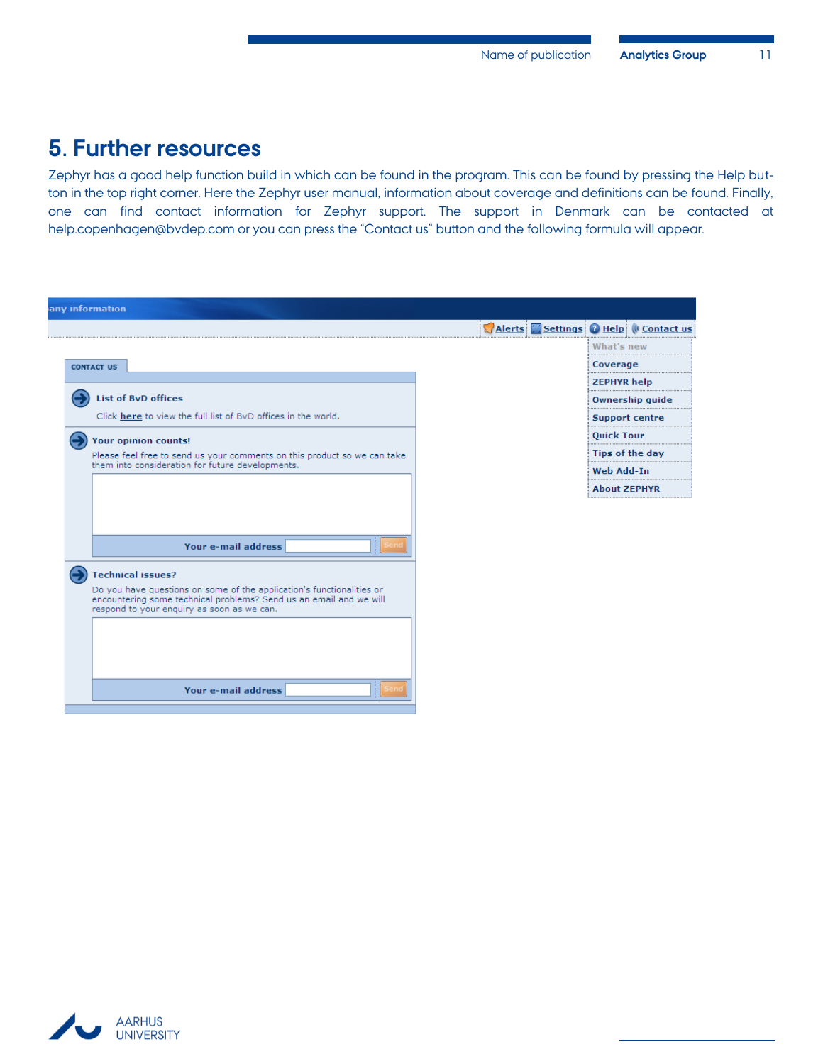# 5. Further resources

Zephyr has a good help function build in which can be found in the program. This can be found by pressing the Help button in the top right corner. Here the Zephyr user manual, information about coverage and definitions can be found. Finally, one can find contact information for Zephyr support. The support in Denmark can be contacted at help.copenhagen@bvdep.com or you can press the "Contact us" button and the following formula will appear.

any information

Alerts | Settings | Help | Contact us

- What's new
- Coverage
- ZEPHYR help
- Ownership guide
- Support centre
- Quick Tour
- Tips of the day
- Web Add-In
- About ZEPHYR

CONTACT US

**List of BvD offices**

Click here to view the full list of BvD offices in the world.

**Your opinion counts!**

Please feel free to send us your comments on this product so we can take them into consideration for future developments.

Your e-mail address | Send

**Technical issues?**

Do you have questions on some of the application's functionalities or encountering some technical problems? Send us an email and we will respond to your enquiry as soon as we can.

Your e-mail address | Send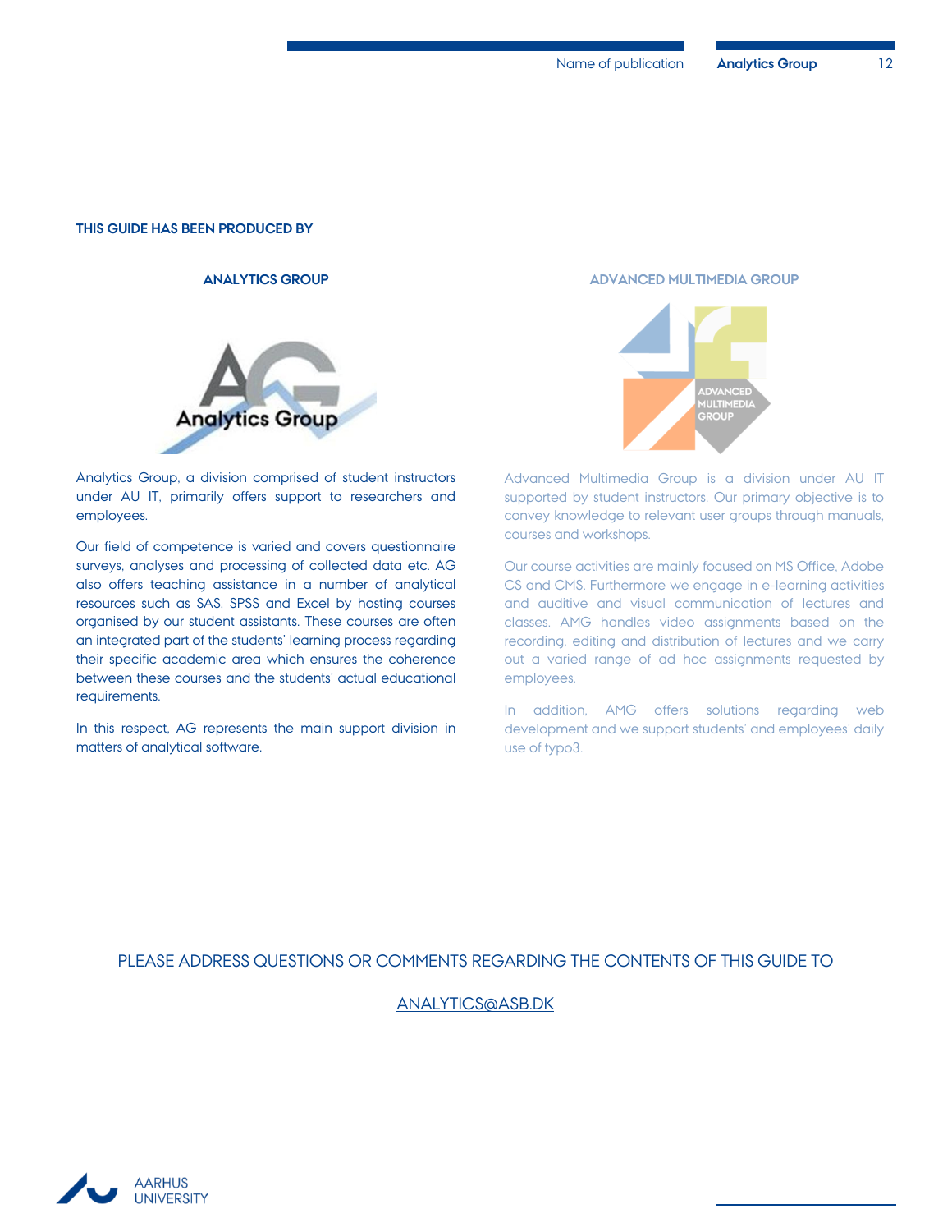## THIS GUIDE HAS BEEN PRODUCED BY

### ANALYTICS GROUP

Analytics Group, a division comprised of student instructors under AU IT, primarily offers support to researchers and employees.

Our field of competence is varied and covers questionnaire surveys, analyses and processing of collected data etc. AG also offers teaching assistance in a number of analytical resources such as SAS, SPSS and Excel by hosting courses organised by our student assistants. These courses are often an integrated part of the students' learning process regarding their specific academic area which ensures the coherence between these courses and the students' actual educational requirements.

In this respect, AG represents the main support division in matters of analytical software.

### ADVANCED MULTIMEDIA GROUP

Advanced Multimedia Group is a division under AU IT supported by student instructors. Our primary objective is to convey knowledge to relevant user groups through manuals, courses and workshops.

Our course activities are mainly focused on MS Office, Adobe CS and CMS. Furthermore we engage in e-learning activities and auditive and visual communication of lectures and classes. AMG handles video assignments based on the recording, editing and distribution of lectures and we carry out a varied range of ad hoc assignments requested by employees.

In addition, AMG offers solutions regarding web development and we support students' and employees' daily use of typo3.

PLEASE ADDRESS QUESTIONS OR COMMENTS REGARDING THE CONTENTS OF THIS GUIDE TO

ANALYTICS@ASB.DK